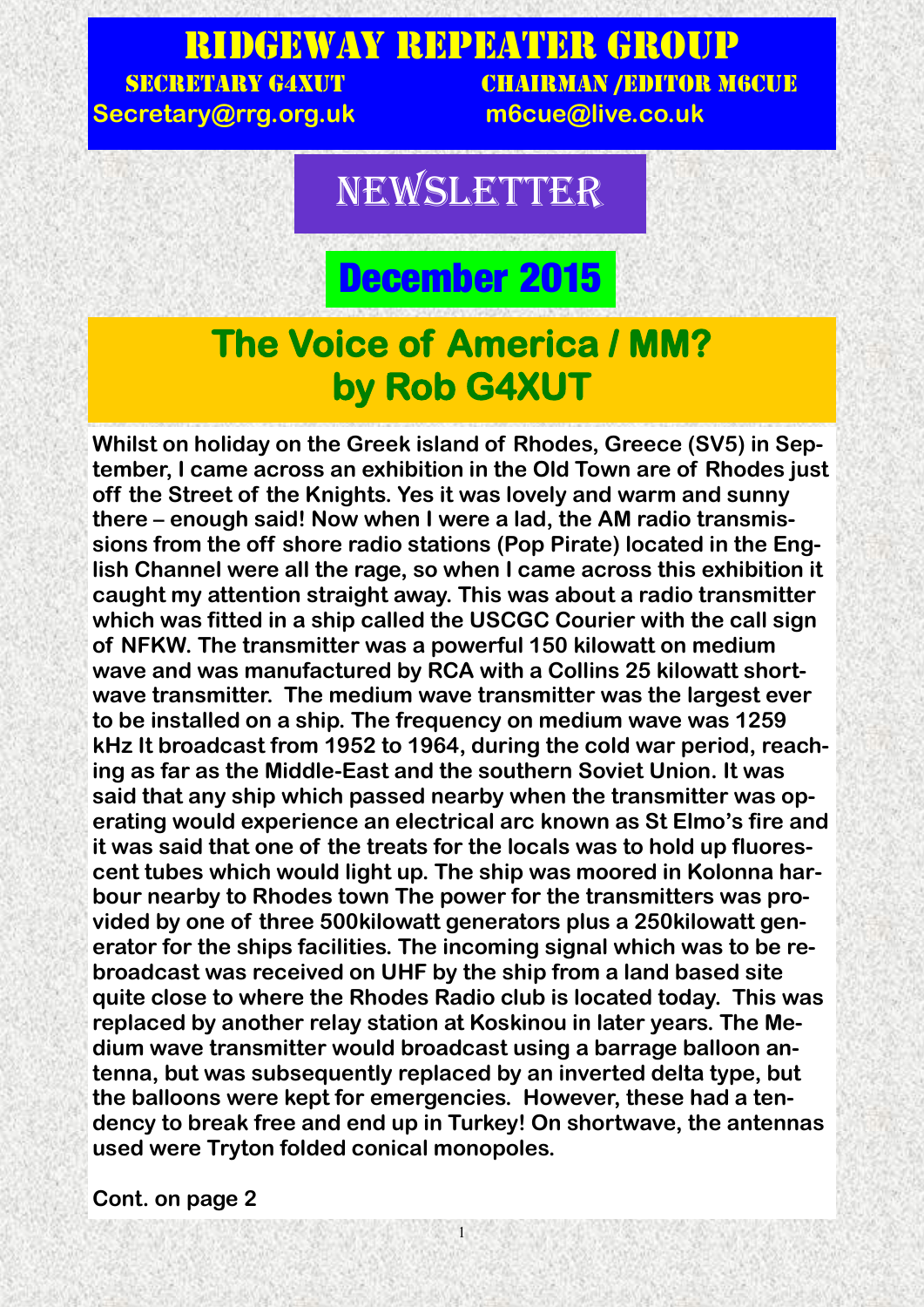# RIDGEWAY REPEATER GROUP

SECRETARY G4XUT  CHAIRMAN /EDITOR M6CUE

Secretary@rrg.org.uk  m6cue@live.co.uk

# NEWSLETTER

## December 2015

## The Voice of America / MM? by Rob G4XUT

**Whilst on holiday on the Greek island of Rhodes, Greece (SV5) in September, I came across an exhibition in the Old Town are of Rhodes just off the Street of the Knights. Yes it was lovely and warm and sunny there – enough said! Now when I were a lad, the AM radio transmissions from the off shore radio stations (Pop Pirate) located in the English Channel were all the rage, so when I came across this exhibition it caught my attention straight away. This was about a radio transmitter which was fitted in a ship called the USCGC Courier with the call sign of NFKW. The transmitter was a powerful 150 kilowatt on medium wave and was manufactured by RCA with a Collins 25 kilowatt shortwave transmitter. The medium wave transmitter was the largest ever to be installed on a ship. The frequency on medium wave was 1259 kHz It broadcast from 1952 to 1964, during the cold war period, reaching as far as the Middle-East and the southern Soviet Union. It was said that any ship which passed nearby when the transmitter was operating would experience an electrical arc known as St Elmo's fire and it was said that one of the treats for the locals was to hold up fluorescent tubes which would light up. The ship was moored in Kolonna harbour nearby to Rhodes town The power for the transmitters was provided by one of three 500kilowatt generators plus a 250kilowatt generator for the ships facilities. The incoming signal which was to be rebroadcast was received on UHF by the ship from a land based site quite close to where the Rhodes Radio club is located today. This was replaced by another relay station at Koskinou in later years. The Medium wave transmitter would broadcast using a barrage balloon antenna, but was subsequently replaced by an inverted delta type, but the balloons were kept for emergencies. However, these had a tendency to break free and end up in Turkey! On shortwave, the antennas used were Tryton folded conical monopoles.**

**Cont. on page 2**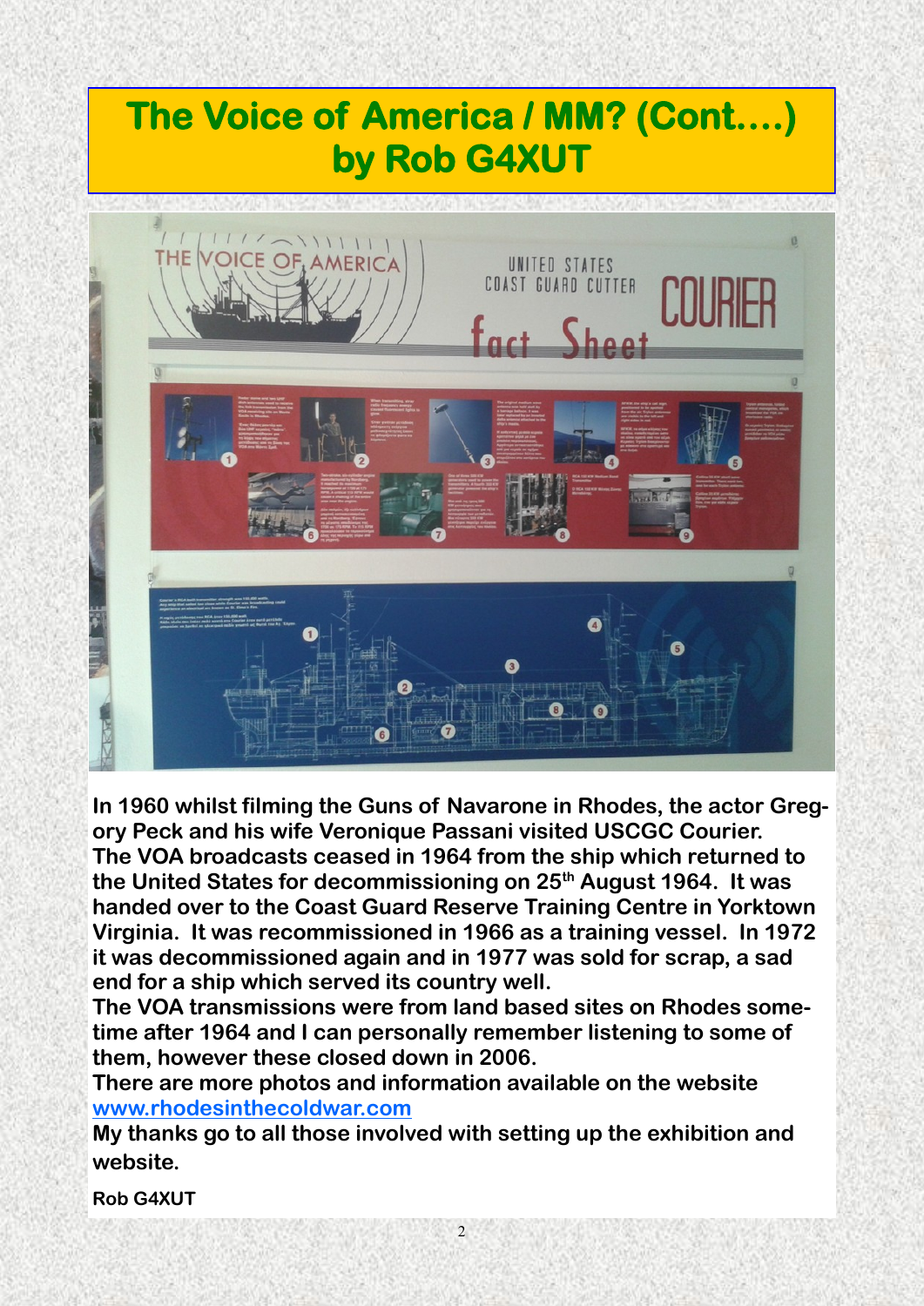# The Voice of America / MM? (Cont....) by Rob G4XUT

In 1960 whilst filming the Guns of Navarone in Rhodes, the actor Gregory Peck and his wife Veronique Passani visited USCGC Courier.

The VOA broadcasts ceased in 1964 from the ship which returned to the United States for decommissioning on 25th August 1964. It was handed over to the Coast Guard Reserve Training Centre in Yorktown Virginia. It was recommissioned in 1966 as a training vessel. In 1972 it was decommissioned again and in 1977 was sold for scrap, a sad end for a ship which served its country well.

The VOA transmissions were from land based sites on Rhodes sometime after 1964 and I can personally remember listening to some of them, however these closed down in 2006.

There are more photos and information available on the website [www.rhodesinthecoldwar.com](http://www.rhodesinthecoldwar.com)

My thanks go to all those involved with setting up the exhibition and website.

Rob G4XUT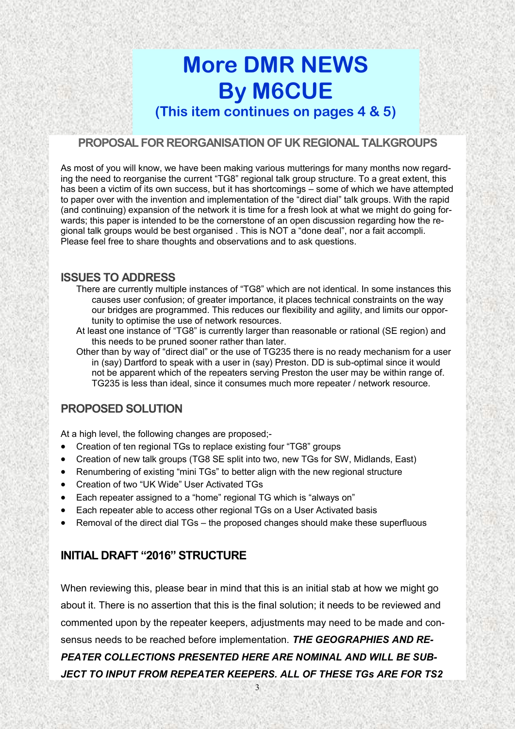# More DMR NEWS
# By M6CUE
### (This item continues on pages 4 & 5)

## PROPOSAL FOR REORGANISATION OF UK REGIONAL TALKGROUPS

As most of you will know, we have been making various mutterings for many months now regarding the need to reorganise the current "TG8" regional talk group structure. To a great extent, this has been a victim of its own success, but it has shortcomings – some of which we have attempted to paper over with the invention and implementation of the "direct dial" talk groups. With the rapid (and continuing) expansion of the network it is time for a fresh look at what we might do going forwards; this paper is intended to be the cornerstone of an open discussion regarding how the regional talk groups would be best organised . This is NOT a "done deal", nor a fait accompli. Please feel free to share thoughts and observations and to ask questions.

## ISSUES TO ADDRESS

There are currently multiple instances of "TG8" which are not identical. In some instances this causes user confusion; of greater importance, it places technical constraints on the way our bridges are programmed. This reduces our flexibility and agility, and limits our opportunity to optimise the use of network resources.

At least one instance of "TG8" is currently larger than reasonable or rational (SE region) and this needs to be pruned sooner rather than later.

Other than by way of "direct dial" or the use of TG235 there is no ready mechanism for a user in (say) Dartford to speak with a user in (say) Preston. DD is sub-optimal since it would not be apparent which of the repeaters serving Preston the user may be within range of. TG235 is less than ideal, since it consumes much more repeater / network resource.

## PROPOSED SOLUTION

At a high level, the following changes are proposed;-

- Creation of ten regional TGs to replace existing four "TG8" groups
- Creation of new talk groups (TG8 SE split into two, new TGs for SW, Midlands, East)
- Renumbering of existing "mini TGs" to better align with the new regional structure
- Creation of two "UK Wide" User Activated TGs
- Each repeater assigned to a "home" regional TG which is "always on"
- Each repeater able to access other regional TGs on a User Activated basis
- Removal of the direct dial TGs – the proposed changes should make these superfluous

## INITIAL DRAFT "2016" STRUCTURE

When reviewing this, please bear in mind that this is an initial stab at how we might go about it. There is no assertion that this is the final solution; it needs to be reviewed and commented upon by the repeater keepers, adjustments may need to be made and consensus needs to be reached before implementation. ***THE GEOGRAPHIES AND REPEATER COLLECTIONS PRESENTED HERE ARE NOMINAL AND WILL BE SUBJECT TO INPUT FROM REPEATER KEEPERS. ALL OF THESE TGs ARE FOR TS2***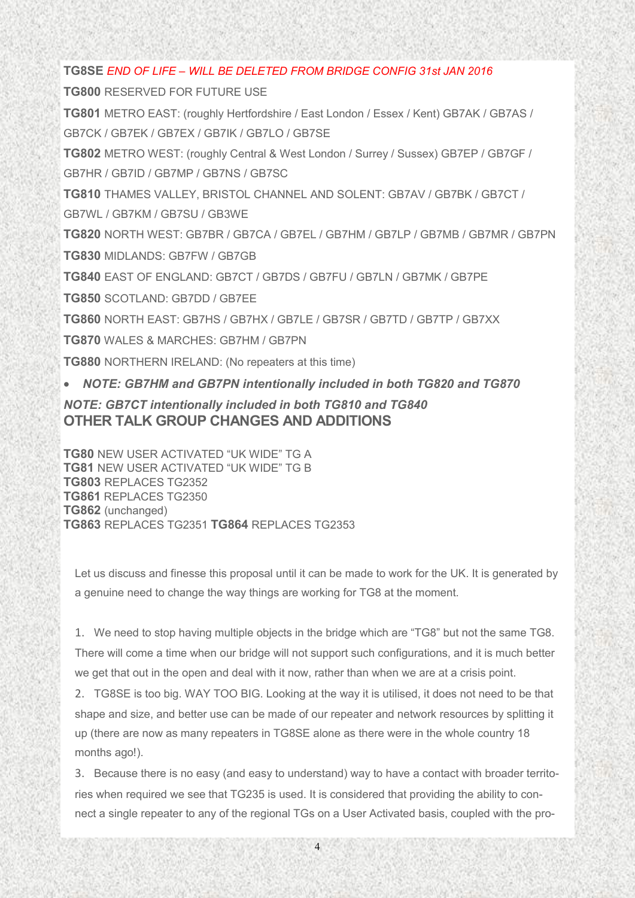**TG8SE** *END OF LIFE – WILL BE DELETED FROM BRIDGE CONFIG 31st JAN 2016*

**TG800** RESERVED FOR FUTURE USE

**TG801** METRO EAST: (roughly Hertfordshire / East London / Essex / Kent) GB7AK / GB7AS / GB7CK / GB7EK / GB7EX / GB7IK / GB7LO / GB7SE

**TG802** METRO WEST: (roughly Central & West London / Surrey / Sussex) GB7EP / GB7GF / GB7HR / GB7ID / GB7MP / GB7NS / GB7SC

**TG810** THAMES VALLEY, BRISTOL CHANNEL AND SOLENT: GB7AV / GB7BK / GB7CT / GB7WL / GB7KM / GB7SU / GB3WE

**TG820** NORTH WEST: GB7BR / GB7CA / GB7EL / GB7HM / GB7LP / GB7MB / GB7MR / GB7PN

**TG830** MIDLANDS: GB7FW / GB7GB

**TG840** EAST OF ENGLAND: GB7CT / GB7DS / GB7FU / GB7LN / GB7MK / GB7PE

**TG850** SCOTLAND: GB7DD / GB7EE

**TG860** NORTH EAST: GB7HS / GB7HX / GB7LE / GB7SR / GB7TD / GB7TP / GB7XX

**TG870** WALES & MARCHES: GB7HM / GB7PN

**TG880** NORTHERN IRELAND: (No repeaters at this time)

- ***NOTE: GB7HM and GB7PN intentionally included in both TG820 and TG870***

***NOTE: GB7CT intentionally included in both TG810 and TG840***

## OTHER TALK GROUP CHANGES AND ADDITIONS

**TG80** NEW USER ACTIVATED “UK WIDE” TG A
**TG81** NEW USER ACTIVATED “UK WIDE” TG B
**TG803** REPLACES TG2352
**TG861** REPLACES TG2350
**TG862** (unchanged)
**TG863** REPLACES TG2351 **TG864** REPLACES TG2353

Let us discuss and finesse this proposal until it can be made to work for the UK. It is generated by a genuine need to change the way things are working for TG8 at the moment.

1. We need to stop having multiple objects in the bridge which are “TG8” but not the same TG8. There will come a time when our bridge will not support such configurations, and it is much better we get that out in the open and deal with it now, rather than when we are at a crisis point.
2. TG8SE is too big. WAY TOO BIG. Looking at the way it is utilised, it does not need to be that shape and size, and better use can be made of our repeater and network resources by splitting it up (there are now as many repeaters in TG8SE alone as there were in the whole country 18 months ago!).
3. Because there is no easy (and easy to understand) way to have a contact with broader territories when required we see that TG235 is used. It is considered that providing the ability to connect a single repeater to any of the regional TGs on a User Activated basis, coupled with the pro-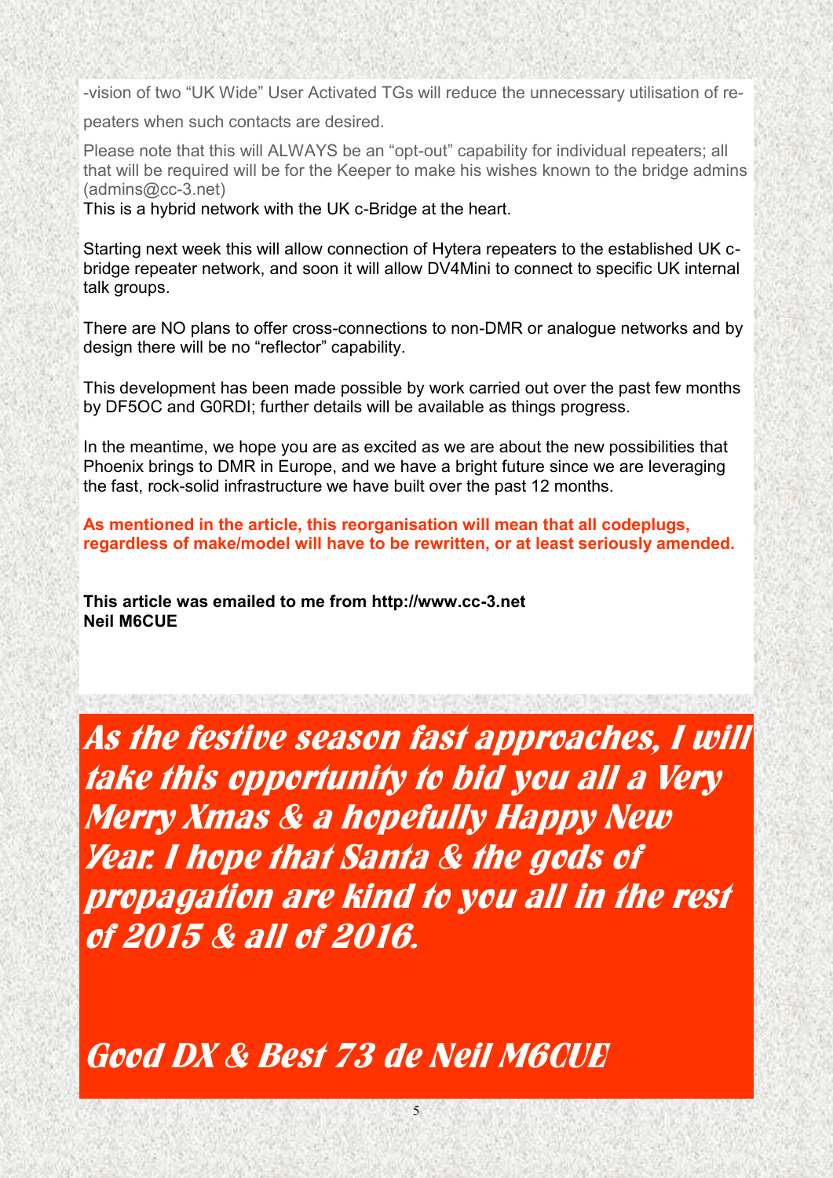-vision of two “UK Wide” User Activated TGs will reduce the unnecessary utilisation of repeaters when such contacts are desired.

Please note that this will ALWAYS be an “opt-out” capability for individual repeaters; all that will be required will be for the Keeper to make his wishes known to the bridge admins (admins@cc-3.net)

This is a hybrid network with the UK c-Bridge at the heart.

Starting next week this will allow connection of Hytera repeaters to the established UK c-bridge repeater network, and soon it will allow DV4Mini to connect to specific UK internal talk groups.

There are NO plans to offer cross-connections to non-DMR or analogue networks and by design there will be no “reflector” capability.

This development has been made possible by work carried out over the past few months by DF5OC and G0RDI; further details will be available as things progress.

In the meantime, we hope you are as excited as we are about the new possibilities that Phoenix brings to DMR in Europe, and we have a bright future since we are leveraging the fast, rock-solid infrastructure we have built over the past 12 months.

**As mentioned in the article, this reorganisation will mean that all codeplugs, regardless of make/model will have to be rewritten, or at least seriously amended.**

**This article was emailed to me from http://www.cc-3.net**
**Neil M6CUE**

***As the festive season fast approaches, I will take this opportunity to bid you all a Very Merry Xmas & a hopefully Happy New Year. I hope that Santa & the gods of propagation are kind to you all in the rest of 2015 & all of 2016.***

***Good DX & Best 73 de Neil M6CUE***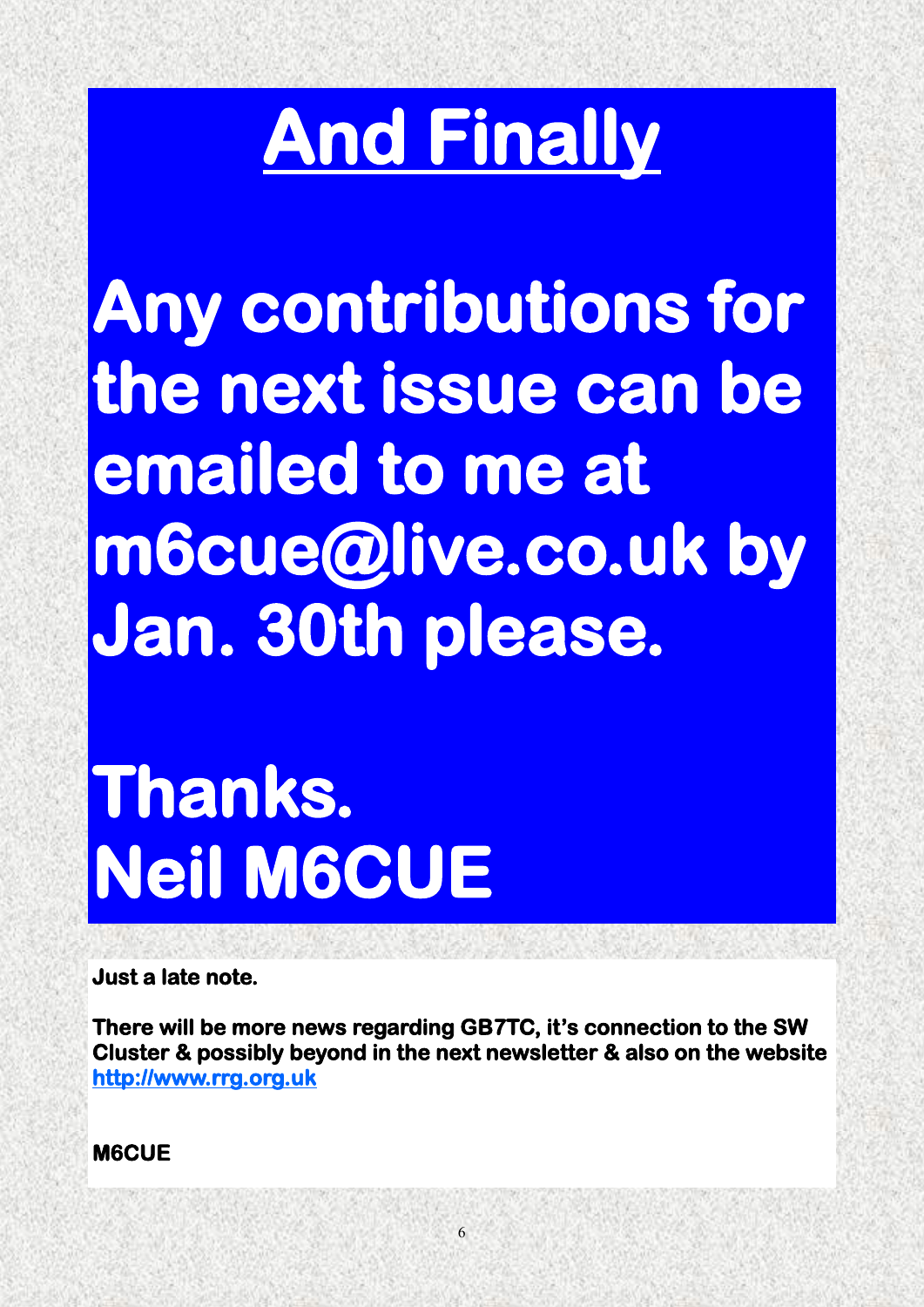# And Finally

**Any contributions for the next issue can be emailed to me at m6cue@live.co.uk by Jan. 30th please.**

**Thanks.**
**Neil M6CUE**

**Just a late note.**

**There will be more news regarding GB7TC, it's connection to the SW Cluster & possibly beyond in the next newsletter & also on the website [http://www.rrg.org.uk](http://www.rrg.org.uk)**

**M6CUE**